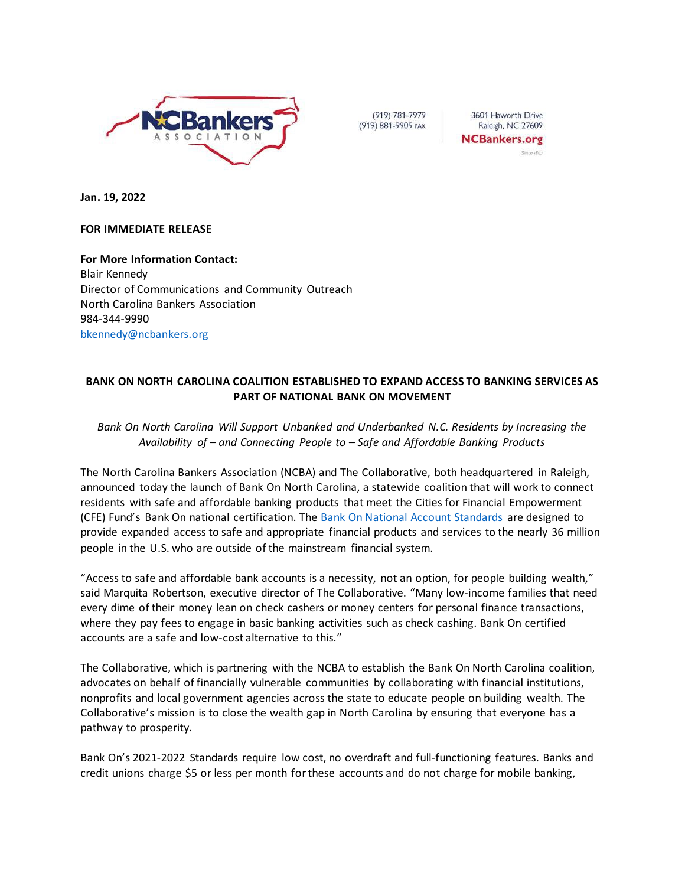NCBankers ASSOCIATION

(919) 781-7979
(919) 881-9909 FAX

3601 Haworth Drive
Raleigh, NC 27609
NCBankers.org

**Jan. 19, 2022**

**FOR IMMEDIATE RELEASE**

**For More Information Contact:**
Blair Kennedy
Director of Communications and Community Outreach
North Carolina Bankers Association
984-344-9990
bkennedy@ncbankers.org

## BANK ON NORTH CAROLINA COALITION ESTABLISHED TO EXPAND ACCESS TO BANKING SERVICES AS PART OF NATIONAL BANK ON MOVEMENT

*Bank On North Carolina Will Support Unbanked and Underbanked N.C. Residents by Increasing the Availability of – and Connecting People to – Safe and Affordable Banking Products*

The North Carolina Bankers Association (NCBA) and The Collaborative, both headquartered in Raleigh, announced today the launch of Bank On North Carolina, a statewide coalition that will work to connect residents with safe and affordable banking products that meet the Cities for Financial Empowerment (CFE) Fund's Bank On national certification. The Bank On National Account Standards are designed to provide expanded access to safe and appropriate financial products and services to the nearly 36 million people in the U.S. who are outside of the mainstream financial system.

"Access to safe and affordable bank accounts is a necessity, not an option, for people building wealth," said Marquita Robertson, executive director of The Collaborative. "Many low-income families that need every dime of their money lean on check cashers or money centers for personal finance transactions, where they pay fees to engage in basic banking activities such as check cashing. Bank On certified accounts are a safe and low-cost alternative to this."

The Collaborative, which is partnering with the NCBA to establish the Bank On North Carolina coalition, advocates on behalf of financially vulnerable communities by collaborating with financial institutions, nonprofits and local government agencies across the state to educate people on building wealth. The Collaborative's mission is to close the wealth gap in North Carolina by ensuring that everyone has a pathway to prosperity.

Bank On's 2021-2022 Standards require low cost, no overdraft and full-functioning features. Banks and credit unions charge $5 or less per month for these accounts and do not charge for mobile banking,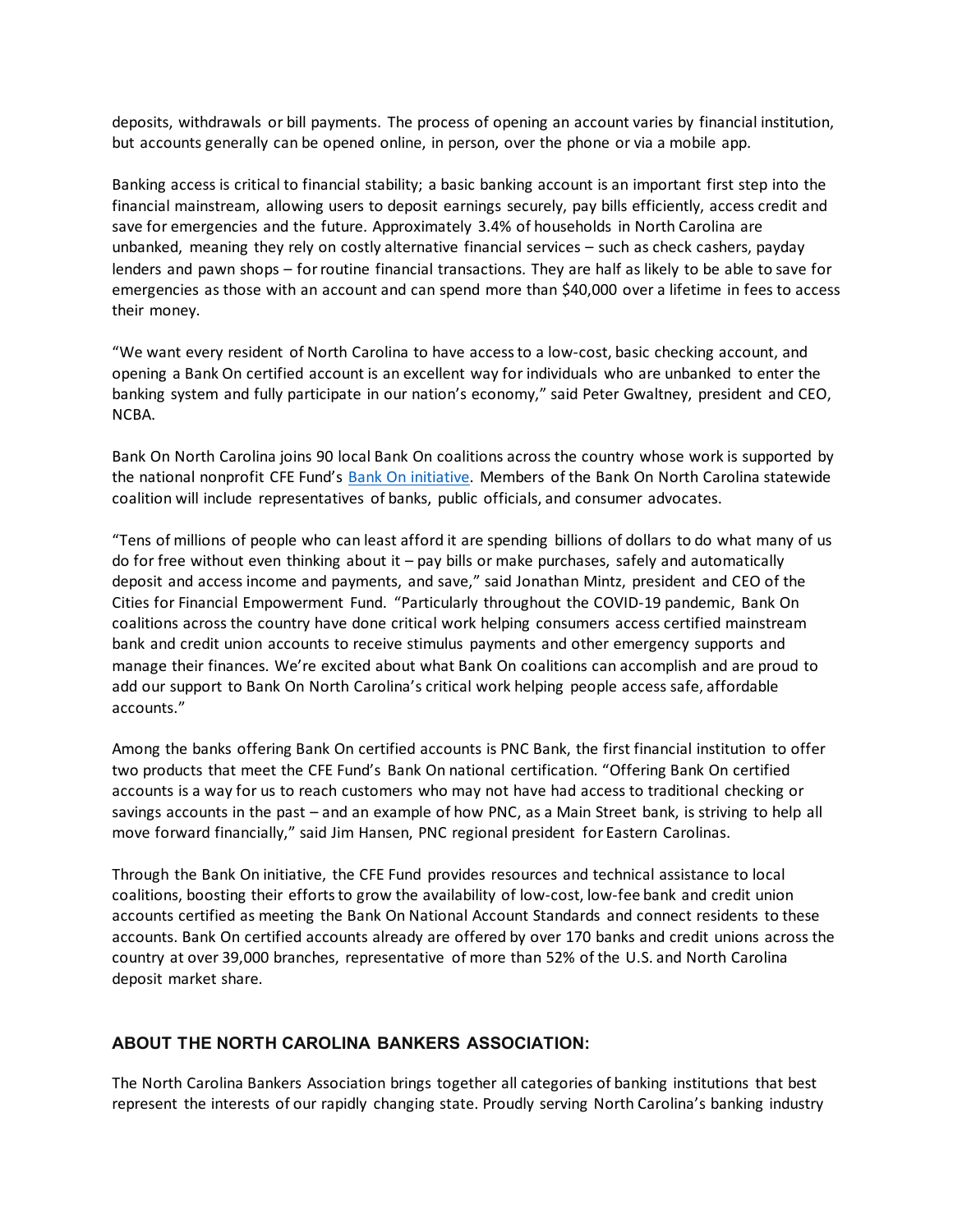deposits, withdrawals or bill payments. The process of opening an account varies by financial institution, but accounts generally can be opened online, in person, over the phone or via a mobile app.

Banking access is critical to financial stability; a basic banking account is an important first step into the financial mainstream, allowing users to deposit earnings securely, pay bills efficiently, access credit and save for emergencies and the future. Approximately 3.4% of households in North Carolina are unbanked, meaning they rely on costly alternative financial services – such as check cashers, payday lenders and pawn shops – for routine financial transactions. They are half as likely to be able to save for emergencies as those with an account and can spend more than $40,000 over a lifetime in fees to access their money.

"We want every resident of North Carolina to have access to a low-cost, basic checking account, and opening a Bank On certified account is an excellent way for individuals who are unbanked to enter the banking system and fully participate in our nation's economy," said Peter Gwaltney, president and CEO, NCBA.

Bank On North Carolina joins 90 local Bank On coalitions across the country whose work is supported by the national nonprofit CFE Fund's Bank On initiative. Members of the Bank On North Carolina statewide coalition will include representatives of banks, public officials, and consumer advocates.

"Tens of millions of people who can least afford it are spending billions of dollars to do what many of us do for free without even thinking about it – pay bills or make purchases, safely and automatically deposit and access income and payments, and save," said Jonathan Mintz, president and CEO of the Cities for Financial Empowerment Fund. "Particularly throughout the COVID-19 pandemic, Bank On coalitions across the country have done critical work helping consumers access certified mainstream bank and credit union accounts to receive stimulus payments and other emergency supports and manage their finances. We're excited about what Bank On coalitions can accomplish and are proud to add our support to Bank On North Carolina's critical work helping people access safe, affordable accounts."

Among the banks offering Bank On certified accounts is PNC Bank, the first financial institution to offer two products that meet the CFE Fund's Bank On national certification. "Offering Bank On certified accounts is a way for us to reach customers who may not have had access to traditional checking or savings accounts in the past – and an example of how PNC, as a Main Street bank, is striving to help all move forward financially," said Jim Hansen, PNC regional president for Eastern Carolinas.

Through the Bank On initiative, the CFE Fund provides resources and technical assistance to local coalitions, boosting their efforts to grow the availability of low-cost, low-fee bank and credit union accounts certified as meeting the Bank On National Account Standards and connect residents to these accounts. Bank On certified accounts already are offered by over 170 banks and credit unions across the country at over 39,000 branches, representative of more than 52% of the U.S. and North Carolina deposit market share.

### ABOUT THE NORTH CAROLINA BANKERS ASSOCIATION:

The North Carolina Bankers Association brings together all categories of banking institutions that best represent the interests of our rapidly changing state. Proudly serving North Carolina's banking industry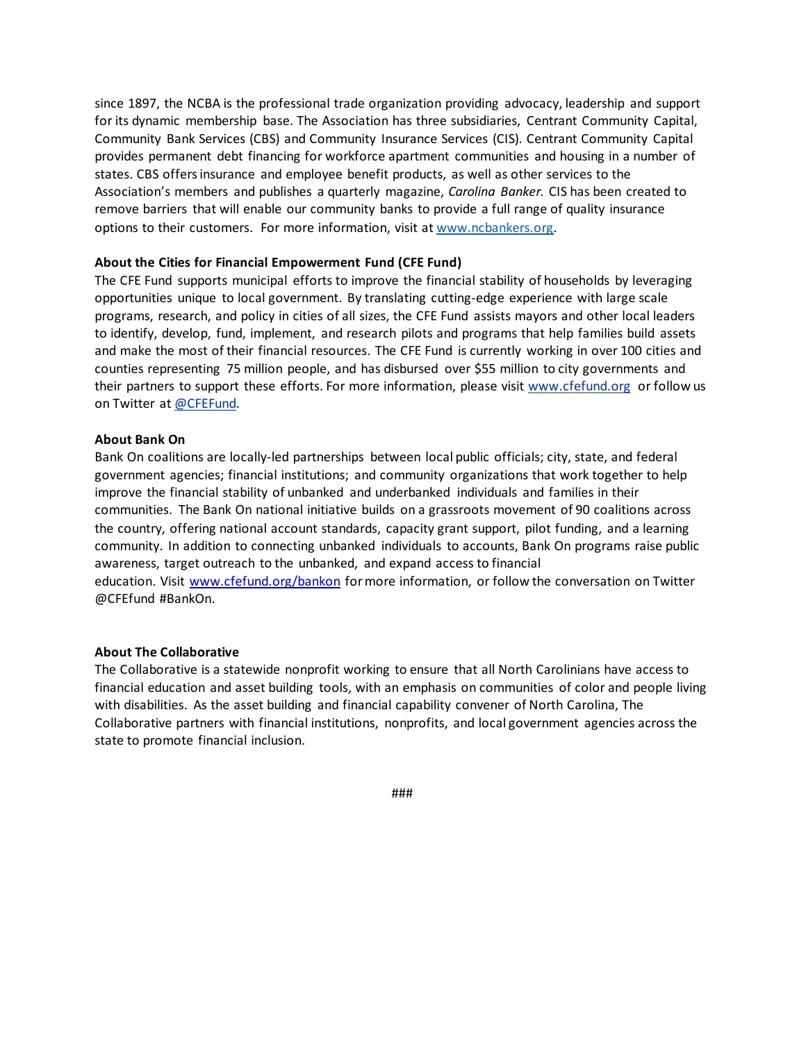since 1897, the NCBA is the professional trade organization providing advocacy, leadership and support for its dynamic membership base. The Association has three subsidiaries, Centrant Community Capital, Community Bank Services (CBS) and Community Insurance Services (CIS). Centrant Community Capital provides permanent debt financing for workforce apartment communities and housing in a number of states. CBS offers insurance and employee benefit products, as well as other services to the Association's members and publishes a quarterly magazine, *Carolina Banker*. CIS has been created to remove barriers that will enable our community banks to provide a full range of quality insurance options to their customers. For more information, visit at [www.ncbankers.org](http://www.ncbankers.org).

**About the Cities for Financial Empowerment Fund (CFE Fund)**

The CFE Fund supports municipal efforts to improve the financial stability of households by leveraging opportunities unique to local government. By translating cutting-edge experience with large scale programs, research, and policy in cities of all sizes, the CFE Fund assists mayors and other local leaders to identify, develop, fund, implement, and research pilots and programs that help families build assets and make the most of their financial resources. The CFE Fund is currently working in over 100 cities and counties representing 75 million people, and has disbursed over $55 million to city governments and their partners to support these efforts. For more information, please visit [www.cfefund.org](http://www.cfefund.org) or follow us on Twitter at [@CFEFund](https://twitter.com/CFEFund).

**About Bank On**

Bank On coalitions are locally-led partnerships between local public officials; city, state, and federal government agencies; financial institutions; and community organizations that work together to help improve the financial stability of unbanked and underbanked individuals and families in their communities. The Bank On national initiative builds on a grassroots movement of 90 coalitions across the country, offering national account standards, capacity grant support, pilot funding, and a learning community. In addition to connecting unbanked individuals to accounts, Bank On programs raise public awareness, target outreach to the unbanked, and expand access to financial education. Visit [www.cfefund.org/bankon](http://www.cfefund.org/bankon) for more information, or follow the conversation on Twitter @CFEfund #BankOn.

**About The Collaborative**

The Collaborative is a statewide nonprofit working to ensure that all North Carolinians have access to financial education and asset building tools, with an emphasis on communities of color and people living with disabilities. As the asset building and financial capability convener of North Carolina, The Collaborative partners with financial institutions, nonprofits, and local government agencies across the state to promote financial inclusion.

###